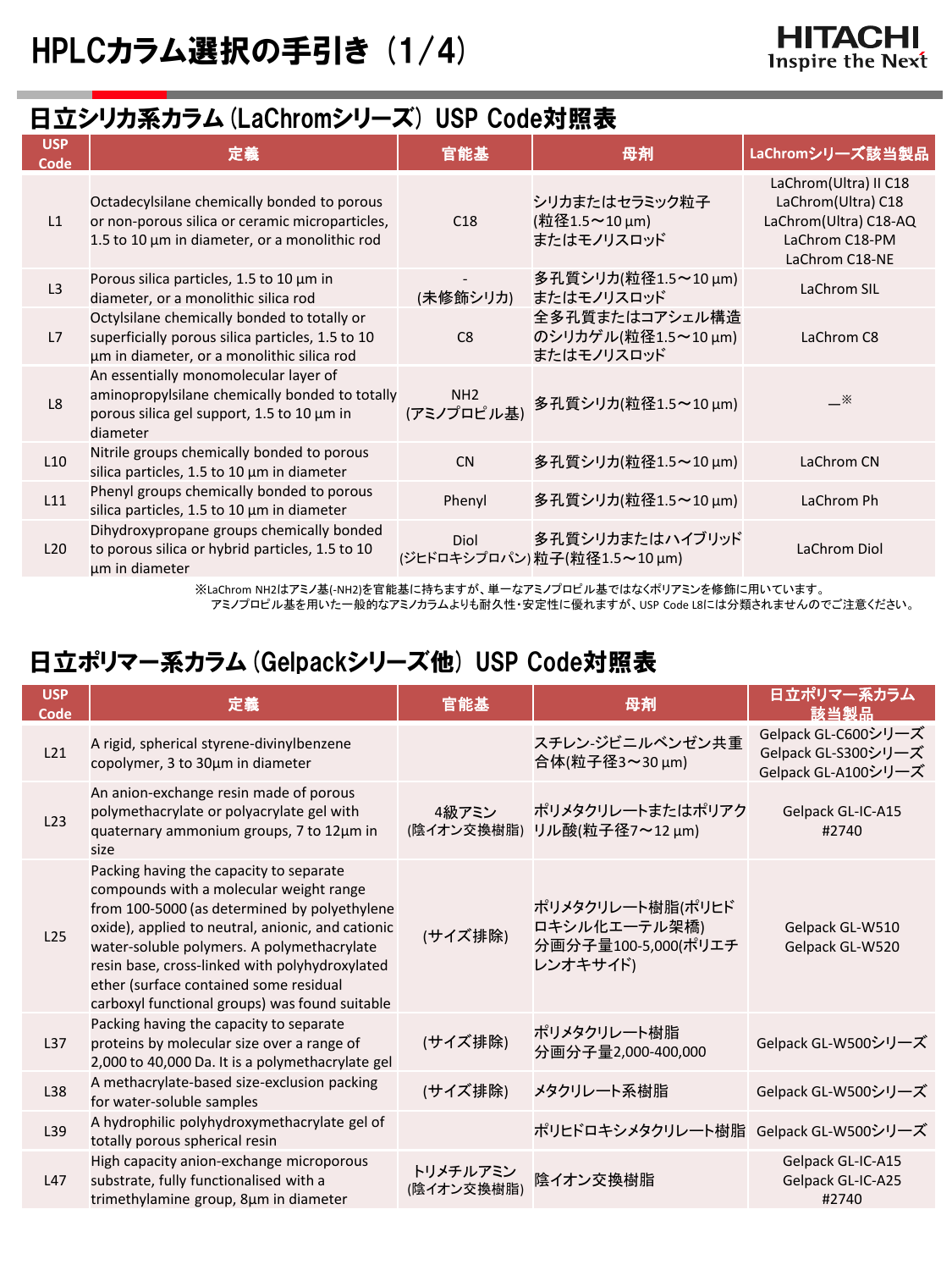# HPLCカラム選択の手引き（1/4）

HITACHI Inspire the Next

## 日立シリカ系カラム（LaChromシリーズ）USP Code対照表

| USP Code | 定義 | 官能基 | 母剤 | LaChromシリーズ該当製品 |
|---|---|---|---|---|
| L1 | Octadecylsilane chemically bonded to porous or non-porous silica or ceramic microparticles, 1.5 to 10 µm in diameter, or a monolithic rod | C18 | シリカまたはセラミック粒子(粒径1.5～10 µm)またはモノリスロッド | LaChrom(Ultra) II C18<br>LaChrom(Ultra) C18<br>LaChrom(Ultra) C18-AQ<br>LaChrom C18-PM<br>LaChrom C18-NE |
| L3 | Porous silica particles, 1.5 to 10 µm in diameter, or a monolithic silica rod | -<br>(未修飾シリカ) | 多孔質シリカ(粒径1.5～10 µm)またはモノリスロッド | LaChrom SIL |
| L7 | Octylsilane chemically bonded to totally or superficially porous silica particles, 1.5 to 10 µm in diameter, or a monolithic silica rod | C8 | 全多孔質またはコアシェル構造のシリカゲル(粒径1.5～10 µm)またはモノリスロッド | LaChrom C8 |
| L8 | An essentially monomolecular layer of aminopropylsilane chemically bonded to totally porous silica gel support, 1.5 to 10 µm in diameter | NH2<br>(アミノプロピル基) | 多孔質シリカ(粒径1.5～10 µm) | —※ |
| L10 | Nitrile groups chemically bonded to porous silica particles, 1.5 to 10 µm in diameter | CN | 多孔質シリカ(粒径1.5～10 µm) | LaChrom CN |
| L11 | Phenyl groups chemically bonded to porous silica particles, 1.5 to 10 µm in diameter | Phenyl | 多孔質シリカ(粒径1.5～10 µm) | LaChrom Ph |
| L20 | Dihydroxypropane groups chemically bonded to porous silica or hybrid particles, 1.5 to 10 µm in diameter | Diol<br>(ジヒドロキシプロパン) | 多孔質シリカまたはハイブリッド粒子(粒径1.5～10 µm) | LaChrom Diol |

※LaChrom NH2はアミノ基(-NH2)を官能基に持ちますが、単一なアミノプロピル基ではなくポリアミンを修飾に用いています。
アミノプロピル基を用いた一般的なアミノカラムよりも耐久性・安定性に優れますが、USP Code L8には分類されませんのでご注意ください。

## 日立ポリマー系カラム（Gelpackシリーズ他）USP Code対照表

| USP Code | 定義 | 官能基 | 母剤 | 日立ポリマー系カラム該当製品 |
|---|---|---|---|---|
| L21 | A rigid, spherical styrene-divinylbenzene copolymer, 3 to 30µm in diameter | | スチレン-ジビニルベンゼン共重合体(粒子径3～30 µm) | Gelpack GL-C600シリーズ<br>Gelpack GL-S300シリーズ<br>Gelpack GL-A100シリーズ |
| L23 | An anion-exchange resin made of porous polymethacrylate or polyacrylate gel with quaternary ammonium groups, 7 to 12µm in size | 4級アミン<br>(陰イオン交換樹脂) | ポリメタクリレートまたはポリアクリル酸(粒子径7～12 µm) | Gelpack GL-IC-A15<br>#2740 |
| L25 | Packing having the capacity to separate compounds with a molecular weight range from 100-5000 (as determined by polyethylene oxide), applied to neutral, anionic, and cationic water-soluble polymers. A polymethacrylate resin base, cross-linked with polyhydroxylated ether (surface contained some residual carboxyl functional groups) was found suitable | (サイズ排除) | ポリメタクリレート樹脂(ポリヒドロキシル化エーテル架橋)<br>分画分子量100-5,000(ポリエチレンオキサイド) | Gelpack GL-W510<br>Gelpack GL-W520 |
| L37 | Packing having the capacity to separate proteins by molecular size over a range of 2,000 to 40,000 Da. It is a polymethacrylate gel | (サイズ排除) | ポリメタクリレート樹脂<br>分画分子量2,000-400,000 | Gelpack GL-W500シリーズ |
| L38 | A methacrylate-based size-exclusion packing for water-soluble samples | (サイズ排除) | メタクリレート系樹脂 | Gelpack GL-W500シリーズ |
| L39 | A hydrophilic polyhydroxymethacrylate gel of totally porous spherical resin | | ポリヒドロキシメタクリレート樹脂 | Gelpack GL-W500シリーズ |
| L47 | High capacity anion-exchange microporous substrate, fully functionalised with a trimethylamine group, 8µm in diameter | トリメチルアミン<br>(陰イオン交換樹脂) | 陰イオン交換樹脂 | Gelpack GL-IC-A15<br>Gelpack GL-IC-A25<br>#2740 |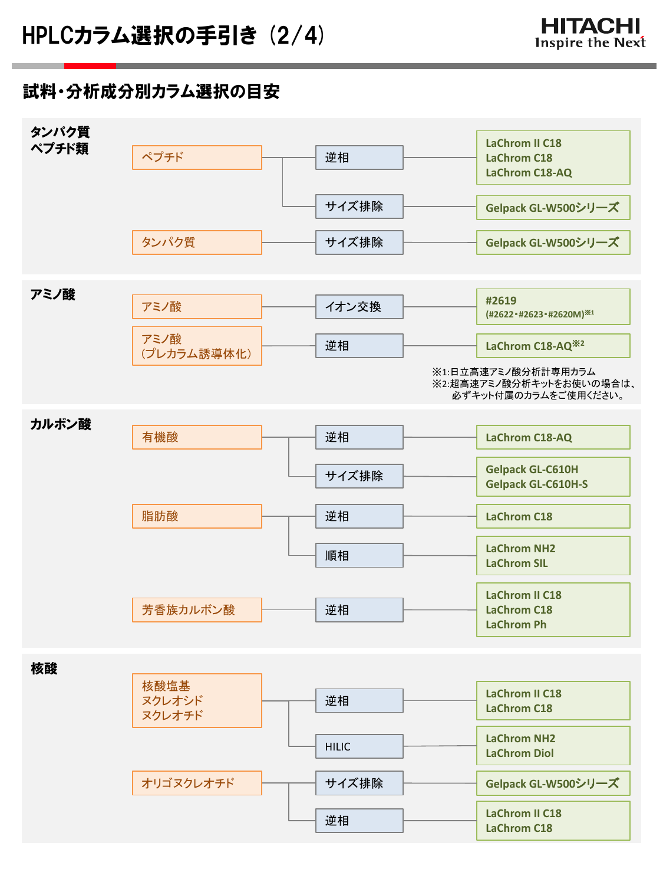# HPLCカラム選択の手引き（2/4）

## 試料・分析成分別カラム選択の目安

### タンパク質ペプチド類

| 試料・分析成分 | 分離モード | カラム |
|---|---|---|
| ペプチド | 逆相 | LaChrom II C18<br>LaChrom C18<br>LaChrom C18-AQ |
| | サイズ排除 | Gelpack GL-W500シリーズ |
| タンパク質 | サイズ排除 | Gelpack GL-W500シリーズ |

### アミノ酸

| 試料・分析成分 | 分離モード | カラム |
|---|---|---|
| アミノ酸 | イオン交換 | #2619<br>(#2622・#2623・#2620M)※1 |
| アミノ酸<br>（プレカラム誘導体化） | 逆相 | LaChrom C18-AQ※2 |

※1:日立高速アミノ酸分析計専用カラム
※2:超高速アミノ酸分析キットをお使いの場合は、必ずキット付属のカラムをご使用ください。

### カルボン酸

| 試料・分析成分 | 分離モード | カラム |
|---|---|---|
| 有機酸 | 逆相 | LaChrom C18-AQ |
| | サイズ排除 | Gelpack GL-C610H<br>Gelpack GL-C610H-S |
| 脂肪酸 | 逆相 | LaChrom C18 |
| | 順相 | LaChrom NH2<br>LaChrom SIL |
| 芳香族カルボン酸 | 逆相 | LaChrom II C18<br>LaChrom C18<br>LaChrom Ph |

### 核酸

| 試料・分析成分 | 分離モード | カラム |
|---|---|---|
| 核酸塩基<br>ヌクレオシド<br>ヌクレオチド | 逆相 | LaChrom II C18<br>LaChrom C18 |
| | HILIC | LaChrom NH2<br>LaChrom Diol |
| オリゴヌクレオチド | サイズ排除 | Gelpack GL-W500シリーズ |
| | 逆相 | LaChrom II C18<br>LaChrom C18 |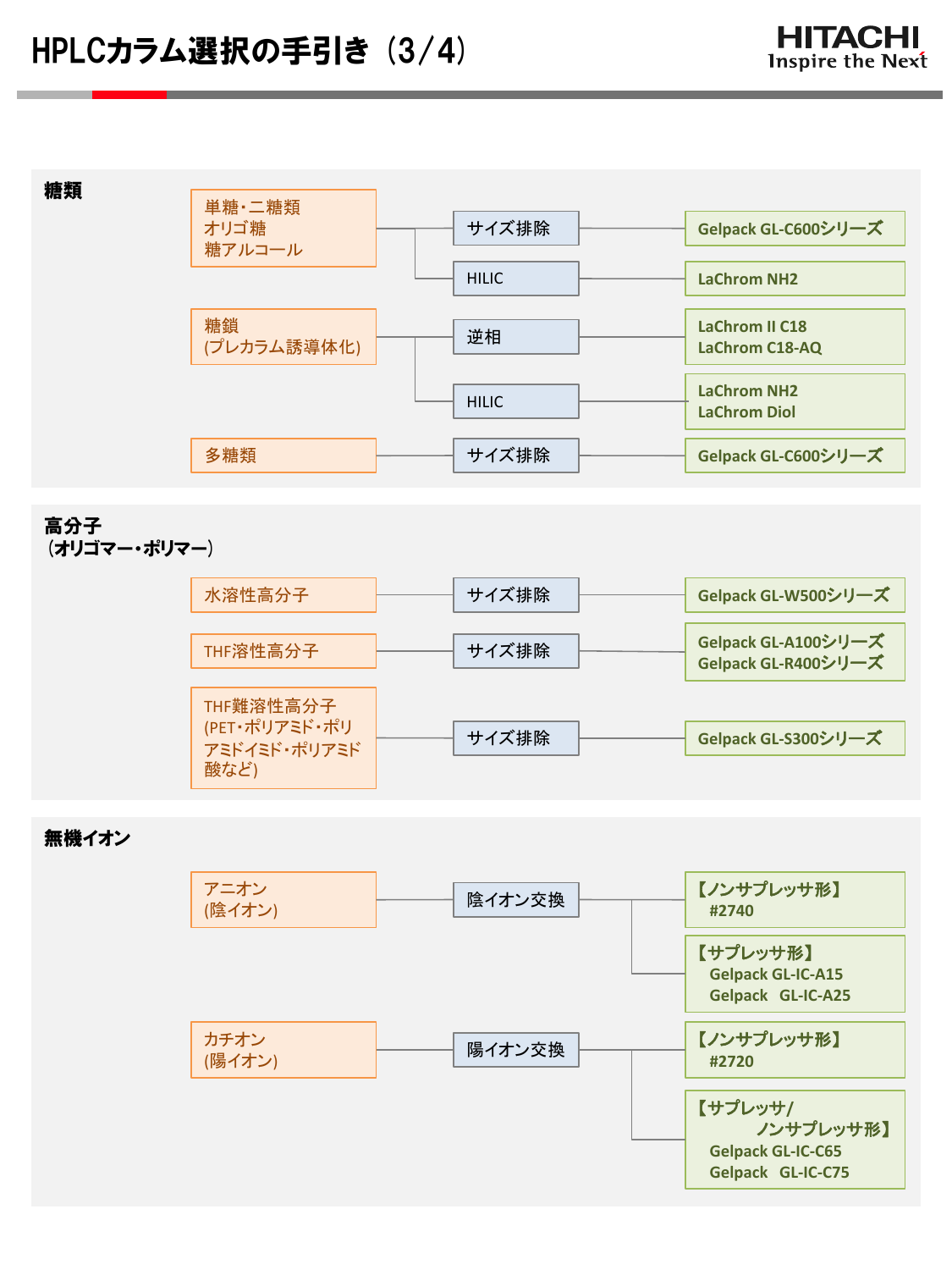# HPLCカラム選択の手引き（3/4）

## 糖類

| 試料 | 分離モード | カラム |
| --- | --- | --- |
| 単糖・二糖類<br>オリゴ糖<br>糖アルコール | サイズ排除 | Gelpack GL-C600シリーズ |
| | HILIC | LaChrom NH2 |
| 糖鎖<br>(プレカラム誘導体化) | 逆相 | LaChrom II C18<br>LaChrom C18-AQ |
| | HILIC | LaChrom NH2<br>LaChrom Diol |
| 多糖類 | サイズ排除 | Gelpack GL-C600シリーズ |

## 高分子（オリゴマー・ポリマー）

| 試料 | 分離モード | カラム |
| --- | --- | --- |
| 水溶性高分子 | サイズ排除 | Gelpack GL-W500シリーズ |
| THF溶性高分子 | サイズ排除 | Gelpack GL-A100シリーズ<br>Gelpack GL-R400シリーズ |
| THF難溶性高分子<br>(PET・ポリアミド・ポリアミドイミド・ポリアミド酸など) | サイズ排除 | Gelpack GL-S300シリーズ |

## 無機イオン

| 試料 | 分離モード | カラム |
| --- | --- | --- |
| アニオン<br>(陰イオン) | 陰イオン交換 | 【ノンサプレッサ形】<br>#2740 |
| | | 【サプレッサ形】<br>Gelpack GL-IC-A15<br>Gelpack GL-IC-A25 |
| カチオン<br>(陽イオン) | 陽イオン交換 | 【ノンサプレッサ形】<br>#2720 |
| | | 【サプレッサ/ノンサプレッサ形】<br>Gelpack GL-IC-C65<br>Gelpack GL-IC-C75 |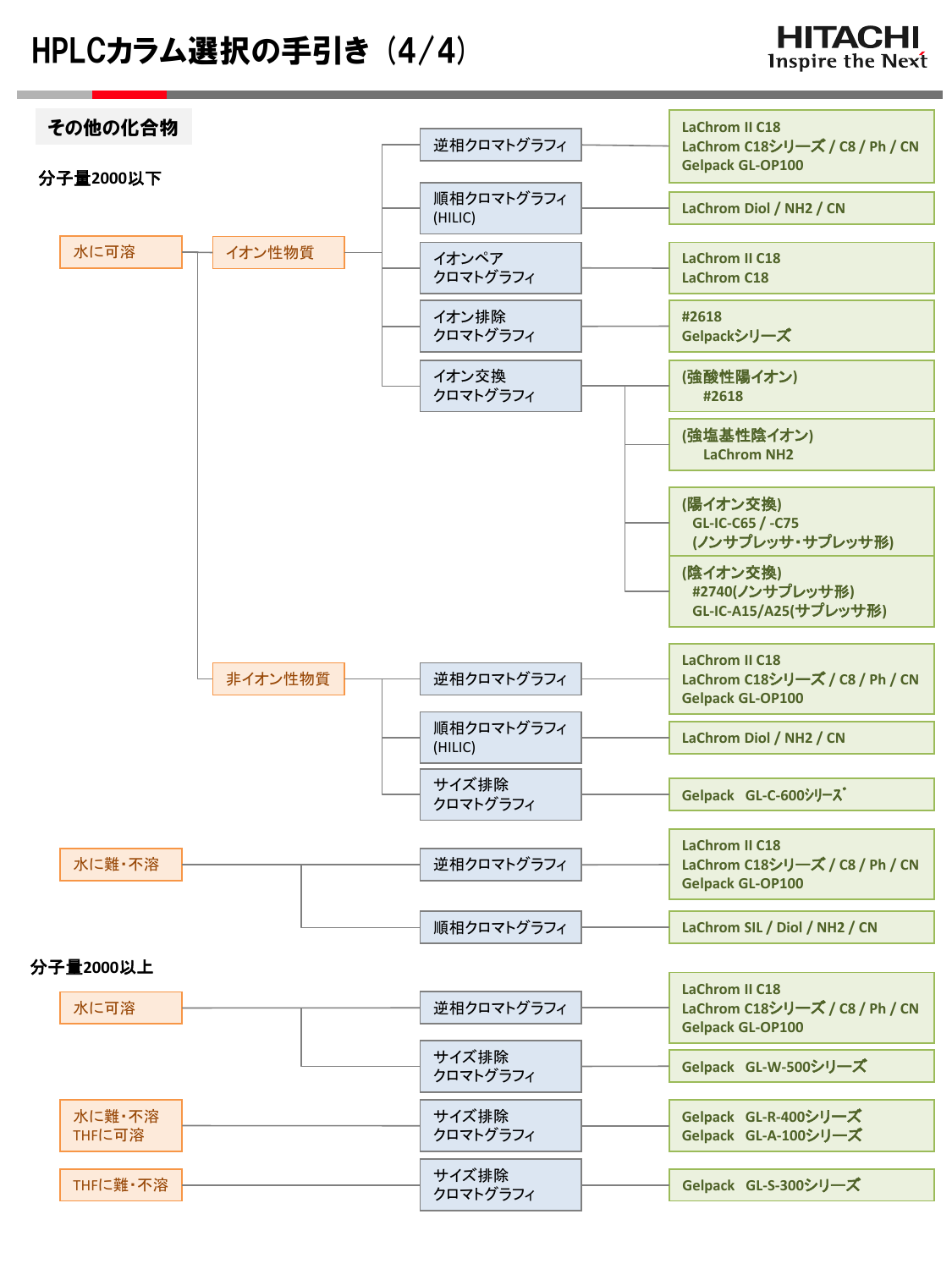# HPLCカラム選択の手引き（4/4）

## その他の化合物

### 分子量2000以下

| | | | |
|---|---|---|---|
| 水に可溶 | イオン性物質 | 逆相クロマトグラフィ | LaChrom II C18<br>LaChrom C18シリーズ / C8 / Ph / CN<br>Gelpack GL-OP100 |
| | | 順相クロマトグラフィ (HILIC) | LaChrom Diol / NH2 / CN |
| | | イオンペアクロマトグラフィ | LaChrom II C18<br>LaChrom C18 |
| | | イオン排除クロマトグラフィ | #2618<br>Gelpackシリーズ |
| | | イオン交換クロマトグラフィ | (強酸性陽イオン) #2618 |
| | | | (強塩基性陰イオン) LaChrom NH2 |
| | | | (陽イオン交換) GL-IC-C65 / -C75 (ノンサプレッサ・サプレッサ形) |
| | | | (陰イオン交換) #2740(ノンサプレッサ形) GL-IC-A15/A25(サプレッサ形) |
| | 非イオン性物質 | 逆相クロマトグラフィ | LaChrom II C18<br>LaChrom C18シリーズ / C8 / Ph / CN<br>Gelpack GL-OP100 |
| | | 順相クロマトグラフィ (HILIC) | LaChrom Diol / NH2 / CN |
| | | サイズ排除クロマトグラフィ | Gelpack GL-C-600シリーズ |
| 水に難・不溶 | | 逆相クロマトグラフィ | LaChrom II C18<br>LaChrom C18シリーズ / C8 / Ph / CN<br>Gelpack GL-OP100 |
| | | 順相クロマトグラフィ | LaChrom SIL / Diol / NH2 / CN |

### 分子量2000以上

| | | |
|---|---|---|
| 水に可溶 | 逆相クロマトグラフィ | LaChrom II C18<br>LaChrom C18シリーズ / C8 / Ph / CN<br>Gelpack GL-OP100 |
| | サイズ排除クロマトグラフィ | Gelpack GL-W-500シリーズ |
| 水に難・不溶 THFに可溶 | サイズ排除クロマトグラフィ | Gelpack GL-R-400シリーズ<br>Gelpack GL-A-100シリーズ |
| THFに難・不溶 | サイズ排除クロマトグラフィ | Gelpack GL-S-300シリーズ |